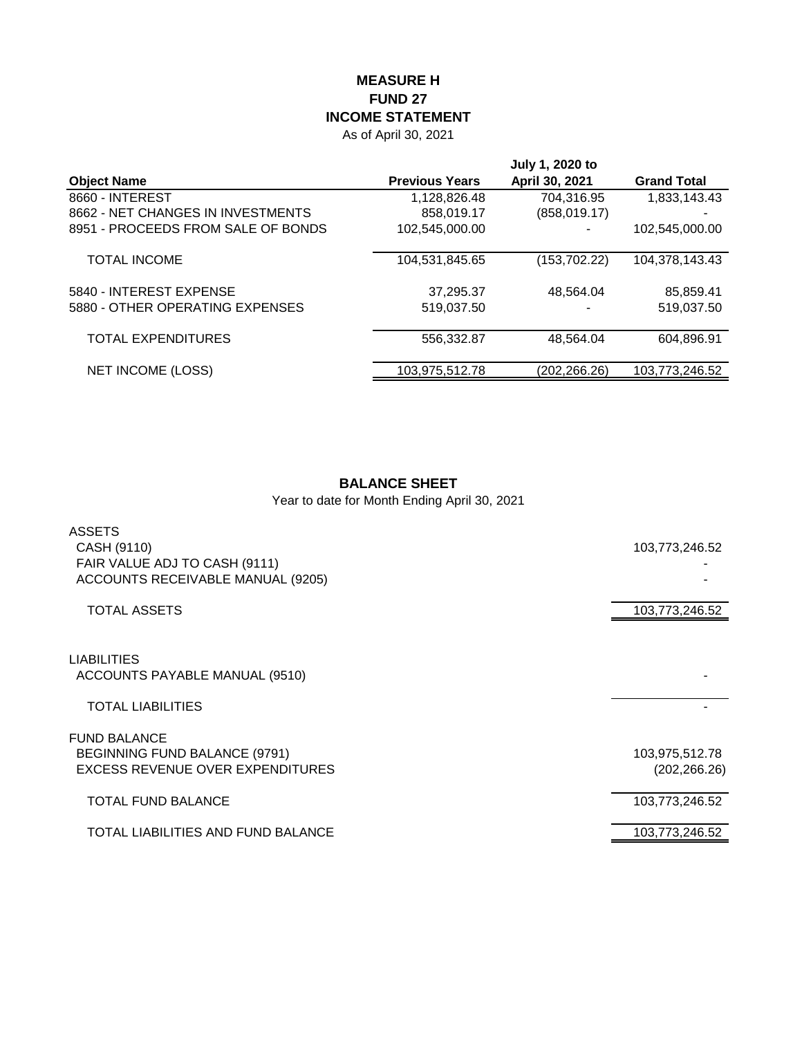# MEASURE H
# FUND 27
# INCOME STATEMENT

As of April 30, 2021

| Object Name | Previous Years | July 1, 2020 to April 30, 2021 | Grand Total |
|---|---|---|---|
| 8660 - INTEREST | 1,128,826.48 | 704,316.95 | 1,833,143.43 |
| 8662 - NET CHANGES IN INVESTMENTS | 858,019.17 | (858,019.17) | - |
| 8951 - PROCEEDS FROM SALE OF BONDS | 102,545,000.00 | - | 102,545,000.00 |
| TOTAL INCOME | 104,531,845.65 | (153,702.22) | 104,378,143.43 |
| 5840 - INTEREST EXPENSE | 37,295.37 | 48,564.04 | 85,859.41 |
| 5880 - OTHER OPERATING EXPENSES | 519,037.50 | - | 519,037.50 |
| TOTAL EXPENDITURES | 556,332.87 | 48,564.04 | 604,896.91 |
| NET INCOME (LOSS) | 103,975,512.78 | (202,266.26) | 103,773,246.52 |

## BALANCE SHEET

Year to date for Month Ending April 30, 2021

| | |
|---|---|
| **ASSETS** | |
| CASH (9110) | 103,773,246.52 |
| FAIR VALUE ADJ TO CASH (9111) | - |
| ACCOUNTS RECEIVABLE MANUAL (9205) | - |
| TOTAL ASSETS | 103,773,246.52 |
| **LIABILITIES** | |
| ACCOUNTS PAYABLE MANUAL (9510) | - |
| TOTAL LIABILITIES | - |
| **FUND BALANCE** | |
| BEGINNING FUND BALANCE (9791) | 103,975,512.78 |
| EXCESS REVENUE OVER EXPENDITURES | (202,266.26) |
| TOTAL FUND BALANCE | 103,773,246.52 |
| TOTAL LIABILITIES AND FUND BALANCE | 103,773,246.52 |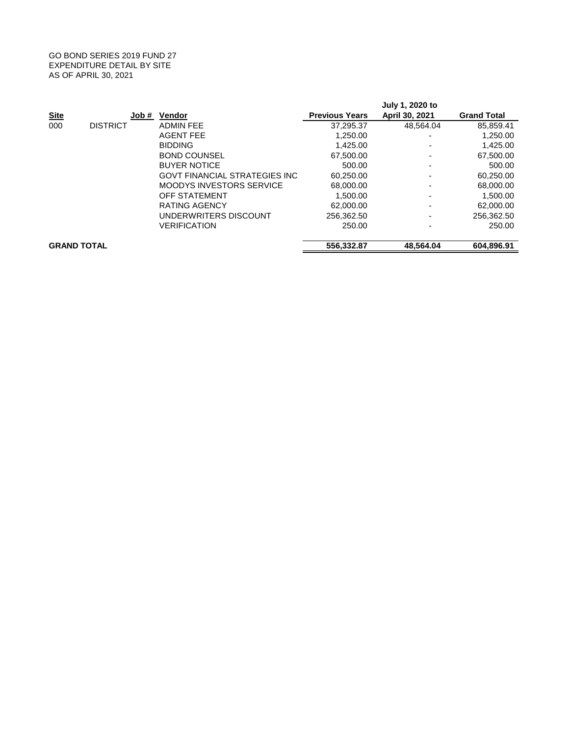GO BOND SERIES 2019 FUND 27
EXPENDITURE DETAIL BY SITE
AS OF APRIL 30, 2021

| Site | Job # | Vendor | Previous Years | July 1, 2020 to April 30, 2021 | Grand Total |
|---|---|---|---|---|---|
| 000 | DISTRICT | ADMIN FEE | 37,295.37 | 48,564.04 | 85,859.41 |
| | | AGENT FEE | 1,250.00 | - | 1,250.00 |
| | | BIDDING | 1,425.00 | - | 1,425.00 |
| | | BOND COUNSEL | 67,500.00 | - | 67,500.00 |
| | | BUYER NOTICE | 500.00 | - | 500.00 |
| | | GOVT FINANCIAL STRATEGIES INC | 60,250.00 | - | 60,250.00 |
| | | MOODYS INVESTORS SERVICE | 68,000.00 | - | 68,000.00 |
| | | OFF STATEMENT | 1,500.00 | - | 1,500.00 |
| | | RATING AGENCY | 62,000.00 | - | 62,000.00 |
| | | UNDERWRITERS DISCOUNT | 256,362.50 | - | 256,362.50 |
| | | VERIFICATION | 250.00 | - | 250.00 |
| **GRAND TOTAL** | | | **556,332.87** | **48,564.04** | **604,896.91** |